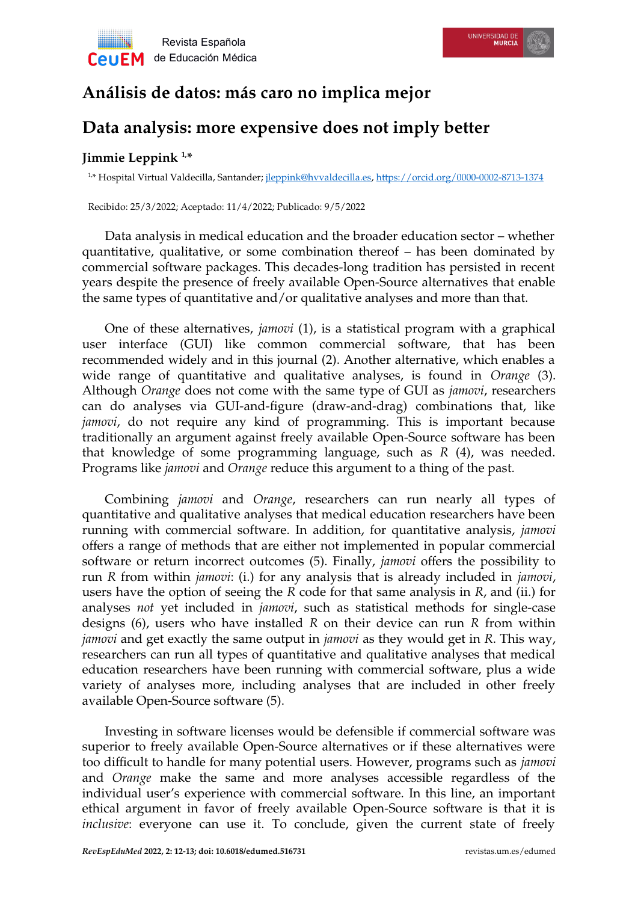# Análisis de datos: más caro no implica mejor

# Data analysis: more expensive does not imply better

**Jimmie Leppink** [1,*]

[1,*] Hospital Virtual Valdecilla, Santander; jleppink@hvvaldecilla.es, https://orcid.org/0000-0002-8713-1374

Recibido: 25/3/2022; Aceptado: 11/4/2022; Publicado: 9/5/2022

Data analysis in medical education and the broader education sector – whether quantitative, qualitative, or some combination thereof – has been dominated by commercial software packages. This decades-long tradition has persisted in recent years despite the presence of freely available Open-Source alternatives that enable the same types of quantitative and/or qualitative analyses and more than that.

One of these alternatives, *jamovi* (1), is a statistical program with a graphical user interface (GUI) like common commercial software, that has been recommended widely and in this journal (2). Another alternative, which enables a wide range of quantitative and qualitative analyses, is found in *Orange* (3). Although *Orange* does not come with the same type of GUI as *jamovi*, researchers can do analyses via GUI-and-figure (draw-and-drag) combinations that, like *jamovi*, do not require any kind of programming. This is important because traditionally an argument against freely available Open-Source software has been that knowledge of some programming language, such as *R* (4), was needed. Programs like *jamovi* and *Orange* reduce this argument to a thing of the past.

Combining *jamovi* and *Orange*, researchers can run nearly all types of quantitative and qualitative analyses that medical education researchers have been running with commercial software. In addition, for quantitative analysis, *jamovi* offers a range of methods that are either not implemented in popular commercial software or return incorrect outcomes (5). Finally, *jamovi* offers the possibility to run *R* from within *jamovi*: (i.) for any analysis that is already included in *jamovi*, users have the option of seeing the *R* code for that same analysis in *R*, and (ii.) for analyses *not* yet included in *jamovi*, such as statistical methods for single-case designs (6), users who have installed *R* on their device can run *R* from within *jamovi* and get exactly the same output in *jamovi* as they would get in *R*. This way, researchers can run all types of quantitative and qualitative analyses that medical education researchers have been running with commercial software, plus a wide variety of analyses more, including analyses that are included in other freely available Open-Source software (5).

Investing in software licenses would be defensible if commercial software was superior to freely available Open-Source alternatives or if these alternatives were too difficult to handle for many potential users. However, programs such as *jamovi* and *Orange* make the same and more analyses accessible regardless of the individual user's experience with commercial software. In this line, an important ethical argument in favor of freely available Open-Source software is that it is *inclusive*: everyone can use it. To conclude, given the current state of freely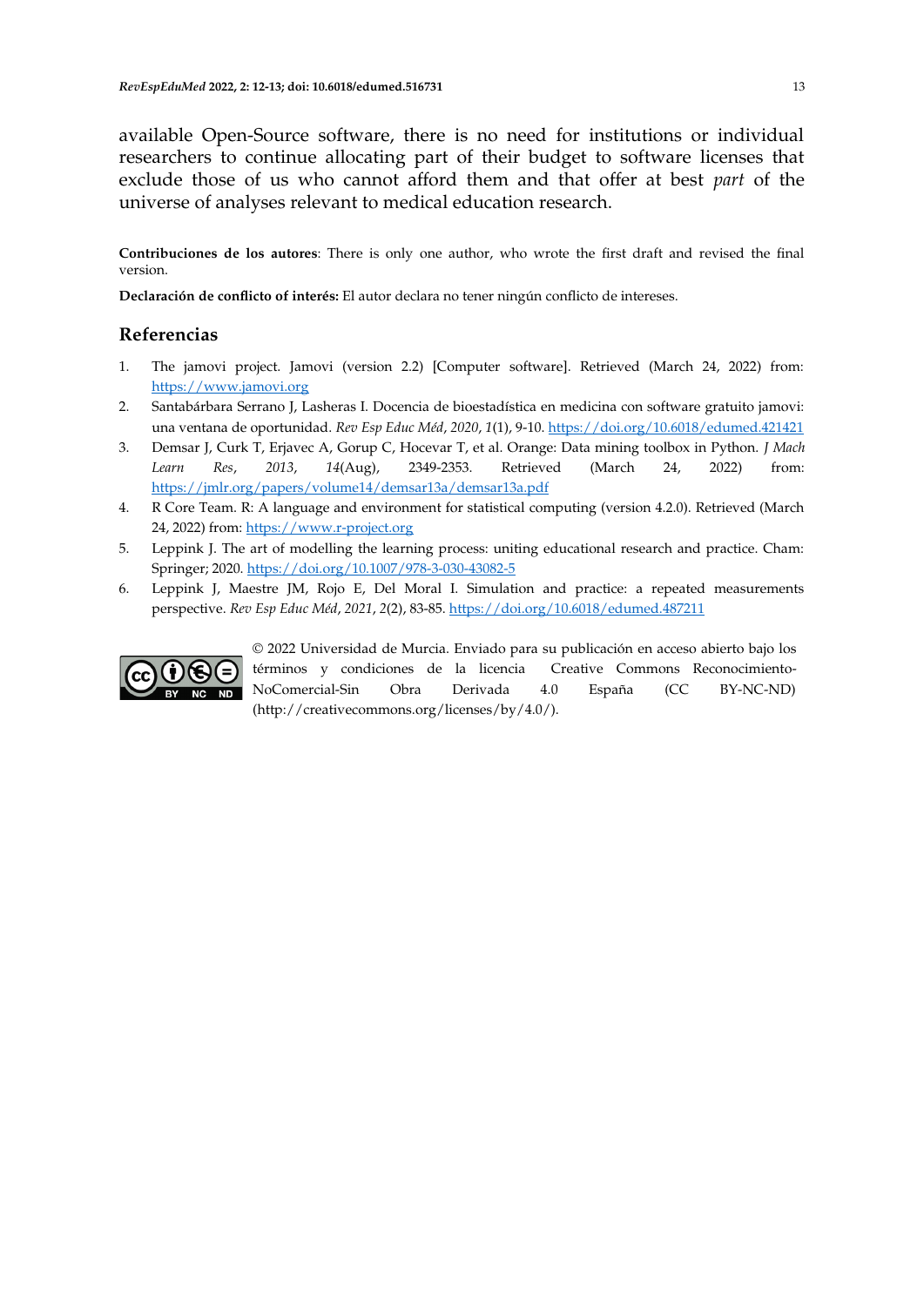available Open-Source software, there is no need for institutions or individual researchers to continue allocating part of their budget to software licenses that exclude those of us who cannot afford them and that offer at best *part* of the universe of analyses relevant to medical education research.

**Contribuciones de los autores**: There is only one author, who wrote the first draft and revised the final version.

**Declaración de conflicto of interés:** El autor declara no tener ningún conflicto de intereses.

## Referencias

1. The jamovi project. Jamovi (version 2.2) [Computer software]. Retrieved (March 24, 2022) from: https://www.jamovi.org
2. Santabárbara Serrano J, Lasheras I. Docencia de bioestadística en medicina con software gratuito jamovi: una ventana de oportunidad. *Rev Esp Educ Méd*, *2020*, *1*(1), 9-10. https://doi.org/10.6018/edumed.421421
3. Demsar J, Curk T, Erjavec A, Gorup C, Hocevar T, et al. Orange: Data mining toolbox in Python. *J Mach Learn Res*, *2013*, *14*(Aug), 2349-2353. Retrieved (March 24, 2022) from: https://jmlr.org/papers/volume14/demsar13a/demsar13a.pdf
4. R Core Team. R: A language and environment for statistical computing (version 4.2.0). Retrieved (March 24, 2022) from: https://www.r-project.org
5. Leppink J. The art of modelling the learning process: uniting educational research and practice. Cham: Springer; 2020. https://doi.org/10.1007/978-3-030-43082-5
6. Leppink J, Maestre JM, Rojo E, Del Moral I. Simulation and practice: a repeated measurements perspective. *Rev Esp Educ Méd*, *2021*, *2*(2), 83-85. https://doi.org/10.6018/edumed.487211

© 2022 Universidad de Murcia. Enviado para su publicación en acceso abierto bajo los términos y condiciones de la licencia Creative Commons Reconocimiento-NoComercial-Sin Obra Derivada 4.0 España (CC BY-NC-ND) (http://creativecommons.org/licenses/by/4.0/).